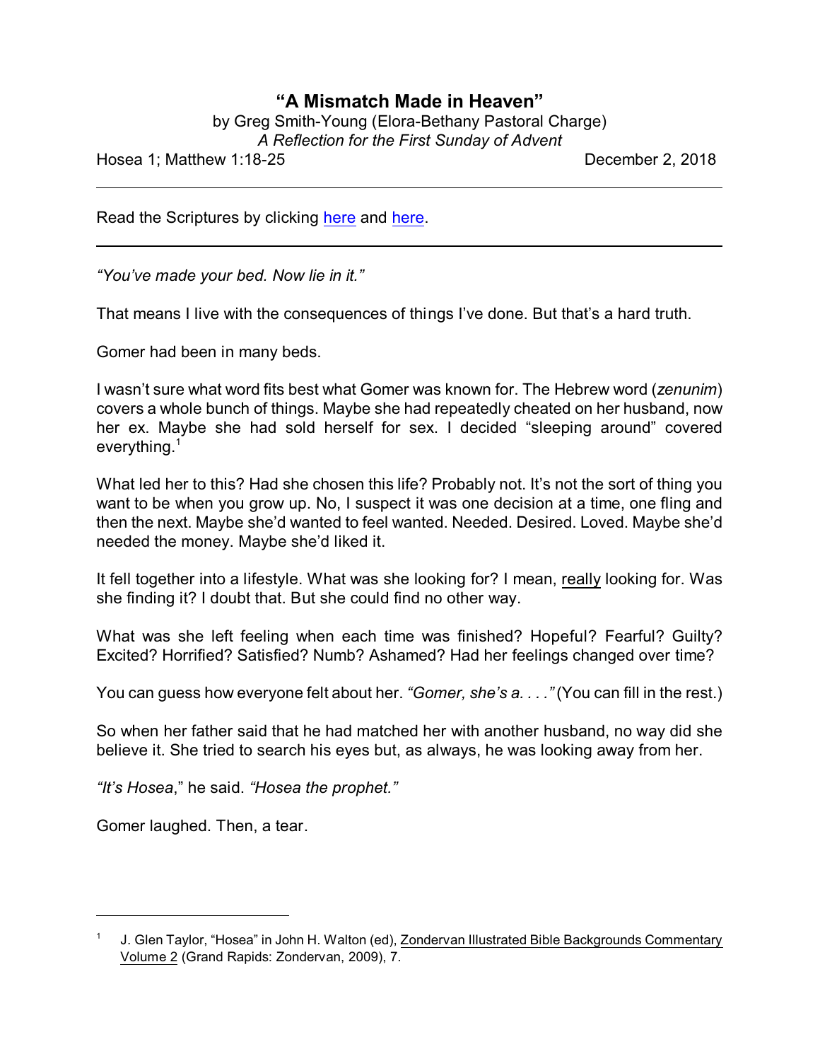# "A Mismatch Made in Heaven"

by Greg Smith-Young (Elora-Bethany Pastoral Charge)

*A Reflection for the First Sunday of Advent*

Hosea 1; Matthew 1:18-25 December 2, 2018

---

Read the Scriptures by clicking here and here.

---

*"You've made your bed. Now lie in it."*

That means I live with the consequences of things I've done. But that's a hard truth.

Gomer had been in many beds.

I wasn't sure what word fits best what Gomer was known for. The Hebrew word (*zenunim*) covers a whole bunch of things. Maybe she had repeatedly cheated on her husband, now her ex. Maybe she had sold herself for sex. I decided "sleeping around" covered everything.[1]

What led her to this? Had she chosen this life? Probably not. It's not the sort of thing you want to be when you grow up. No, I suspect it was one decision at a time, one fling and then the next. Maybe she'd wanted to feel wanted. Needed. Desired. Loved. Maybe she'd needed the money. Maybe she'd liked it.

It fell together into a lifestyle. What was she looking for? I mean, really looking for. Was she finding it? I doubt that. But she could find no other way.

What was she left feeling when each time was finished? Hopeful? Fearful? Guilty? Excited? Horrified? Satisfied? Numb? Ashamed? Had her feelings changed over time?

You can guess how everyone felt about her. *"Gomer, she's a. . . ."* (You can fill in the rest.)

So when her father said that he had matched her with another husband, no way did she believe it. She tried to search his eyes but, as always, he was looking away from her.

*"It's Hosea*," he said. *"Hosea the prophet."*

Gomer laughed. Then, a tear.

---

[1] J. Glen Taylor, "Hosea" in John H. Walton (ed), Zondervan Illustrated Bible Backgrounds Commentary Volume 2 (Grand Rapids: Zondervan, 2009), 7.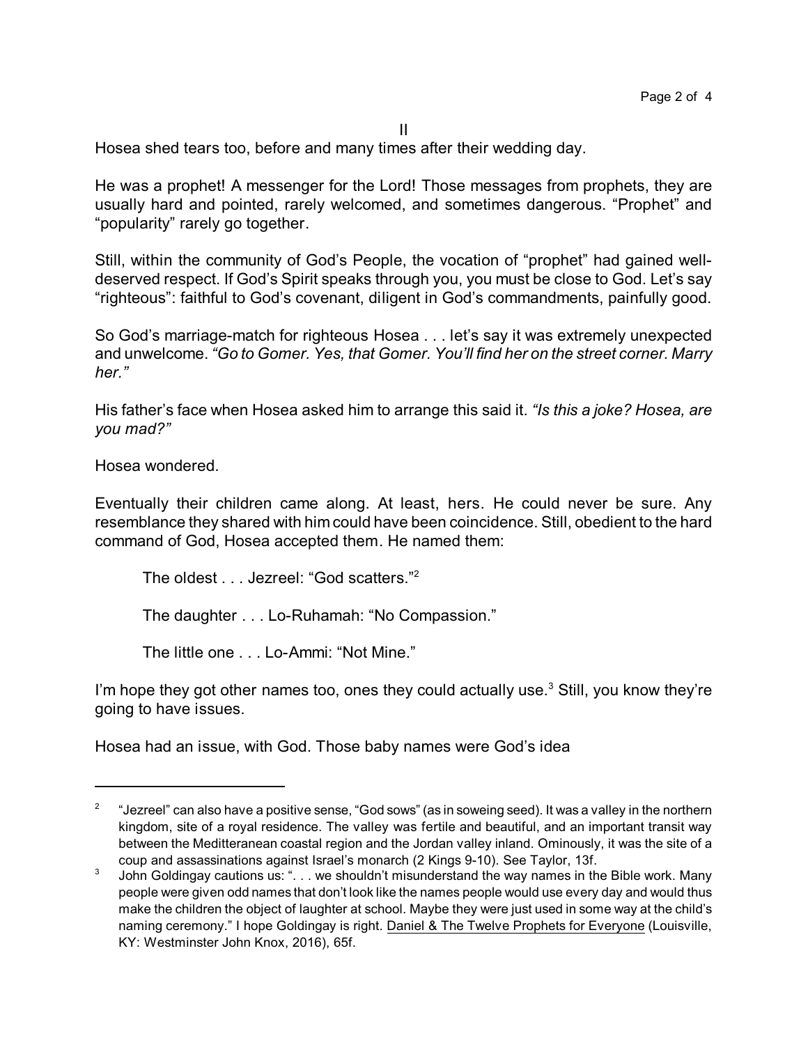II

Hosea shed tears too, before and many times after their wedding day.

He was a prophet! A messenger for the Lord! Those messages from prophets, they are usually hard and pointed, rarely welcomed, and sometimes dangerous. "Prophet" and "popularity" rarely go together.

Still, within the community of God's People, the vocation of "prophet" had gained well-deserved respect. If God's Spirit speaks through you, you must be close to God. Let's say "righteous": faithful to God's covenant, diligent in God's commandments, painfully good.

So God's marriage-match for righteous Hosea . . . let's say it was extremely unexpected and unwelcome. *"Go to Gomer. Yes, that Gomer. You'll find her on the street corner. Marry her."*

His father's face when Hosea asked him to arrange this said it. *"Is this a joke? Hosea, are you mad?"*

Hosea wondered.

Eventually their children came along. At least, hers. He could never be sure. Any resemblance they shared with him could have been coincidence. Still, obedient to the hard command of God, Hosea accepted them. He named them:

> The oldest . . . Jezreel: "God scatters."[2]
>
> The daughter . . . Lo-Ruhamah: "No Compassion."
>
> The little one . . . Lo-Ammi: "Not Mine."

I'm hope they got other names too, ones they could actually use.[3] Still, you know they're going to have issues.

Hosea had an issue, with God. Those baby names were God's idea

---

[2] "Jezreel" can also have a positive sense, "God sows" (as in soweing seed). It was a valley in the northern kingdom, site of a royal residence. The valley was fertile and beautiful, and an important transit way between the Medditerranean coastal region and the Jordan valley inland. Ominously, it was the site of a coup and assassinations against Israel's monarch (2 Kings 9-10). See Taylor, 13f.

[3] John Goldingay cautions us: ". . . we shouldn't misunderstand the way names in the Bible work. Many people were given odd names that don't look like the names people would use every day and would thus make the children the object of laughter at school. Maybe they were just used in some way at the child's naming ceremony." I hope Goldingay is right. <u>Daniel & The Twelve Prophets for Everyone</u> (Louisville, KY: Westminster John Knox, 2016), 65f.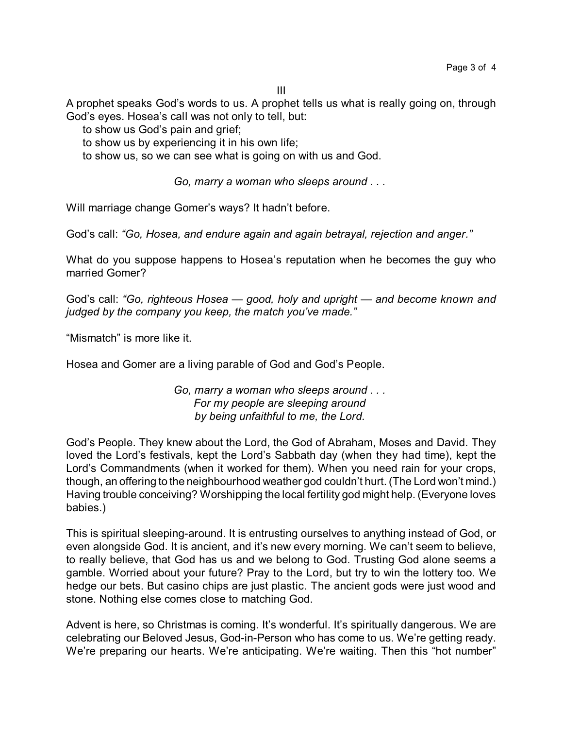III

A prophet speaks God's words to us. A prophet tells us what is really going on, through God's eyes. Hosea's call was not only to tell, but:

to show us God's pain and grief;
to show us by experiencing it in his own life;
to show us, so we can see what is going on with us and God.

*Go, marry a woman who sleeps around . . .*

Will marriage change Gomer's ways? It hadn't before.

God's call: *"Go, Hosea, and endure again and again betrayal, rejection and anger."*

What do you suppose happens to Hosea's reputation when he becomes the guy who married Gomer?

God's call: *"Go, righteous Hosea — good, holy and upright — and become known and judged by the company you keep, the match you've made."*

"Mismatch" is more like it.

Hosea and Gomer are a living parable of God and God's People.

*Go, marry a woman who sleeps around . . .*
*For my people are sleeping around*
*by being unfaithful to me, the Lord.*

God's People. They knew about the Lord, the God of Abraham, Moses and David. They loved the Lord's festivals, kept the Lord's Sabbath day (when they had time), kept the Lord's Commandments (when it worked for them). When you need rain for your crops, though, an offering to the neighbourhood weather god couldn't hurt. (The Lord won't mind.) Having trouble conceiving? Worshipping the local fertility god might help. (Everyone loves babies.)

This is spiritual sleeping-around. It is entrusting ourselves to anything instead of God, or even alongside God. It is ancient, and it's new every morning. We can't seem to believe, to really believe, that God has us and we belong to God. Trusting God alone seems a gamble. Worried about your future? Pray to the Lord, but try to win the lottery too. We hedge our bets. But casino chips are just plastic. The ancient gods were just wood and stone. Nothing else comes close to matching God.

Advent is here, so Christmas is coming. It's wonderful. It's spiritually dangerous. We are celebrating our Beloved Jesus, God-in-Person who has come to us. We're getting ready. We're preparing our hearts. We're anticipating. We're waiting. Then this "hot number"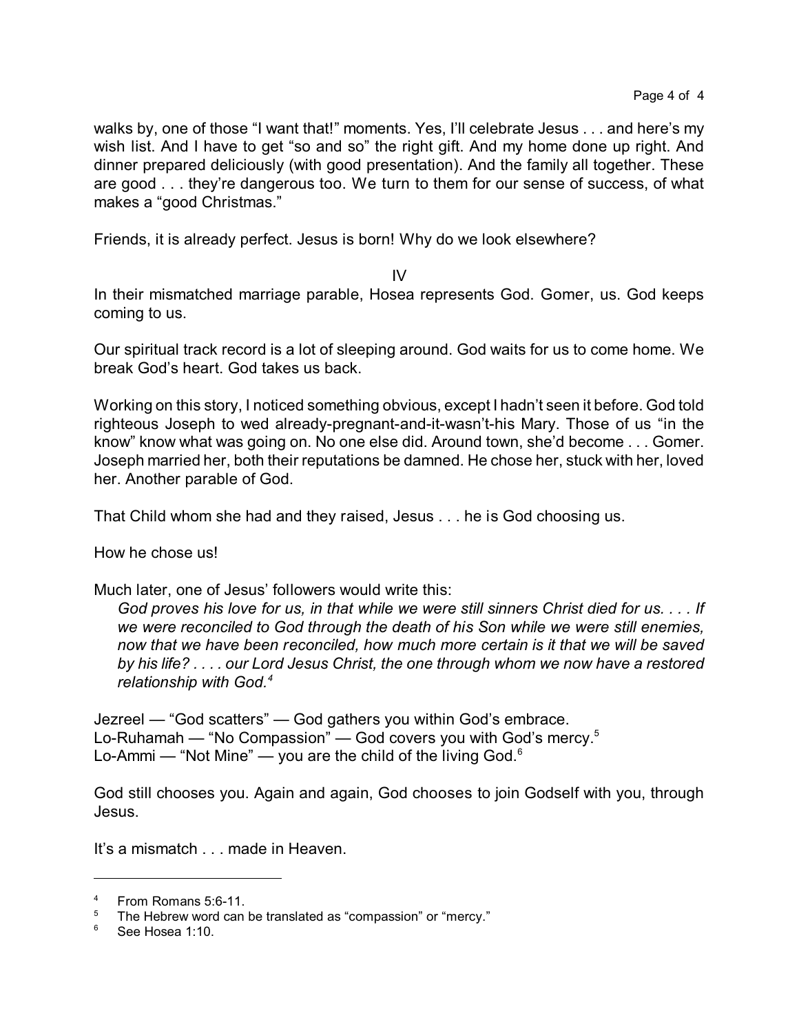walks by, one of those "I want that!" moments. Yes, I'll celebrate Jesus . . . and here's my wish list. And I have to get "so and so" the right gift. And my home done up right. And dinner prepared deliciously (with good presentation). And the family all together. These are good . . . they're dangerous too. We turn to them for our sense of success, of what makes a "good Christmas."

Friends, it is already perfect. Jesus is born! Why do we look elsewhere?

## IV

In their mismatched marriage parable, Hosea represents God. Gomer, us. God keeps coming to us.

Our spiritual track record is a lot of sleeping around. God waits for us to come home. We break God's heart. God takes us back.

Working on this story, I noticed something obvious, except I hadn't seen it before. God told righteous Joseph to wed already-pregnant-and-it-wasn't-his Mary. Those of us "in the know" know what was going on. No one else did. Around town, she'd become . . . Gomer. Joseph married her, both their reputations be damned. He chose her, stuck with her, loved her. Another parable of God.

That Child whom she had and they raised, Jesus . . . he is God choosing us.

How he chose us!

Much later, one of Jesus' followers would write this:

> *God proves his love for us, in that while we were still sinners Christ died for us. . . . If we were reconciled to God through the death of his Son while we were still enemies, now that we have been reconciled, how much more certain is it that we will be saved by his life? . . . . our Lord Jesus Christ, the one through whom we now have a restored relationship with God.*[4]

Jezreel — "God scatters" — God gathers you within God's embrace.
Lo-Ruhamah — "No Compassion" — God covers you with God's mercy.[5]
Lo-Ammi — "Not Mine" — you are the child of the living God.[6]

God still chooses you. Again and again, God chooses to join Godself with you, through Jesus.

It's a mismatch . . . made in Heaven.

---

[4] From Romans 5:6-11.
[5] The Hebrew word can be translated as "compassion" or "mercy."
[6] See Hosea 1:10.